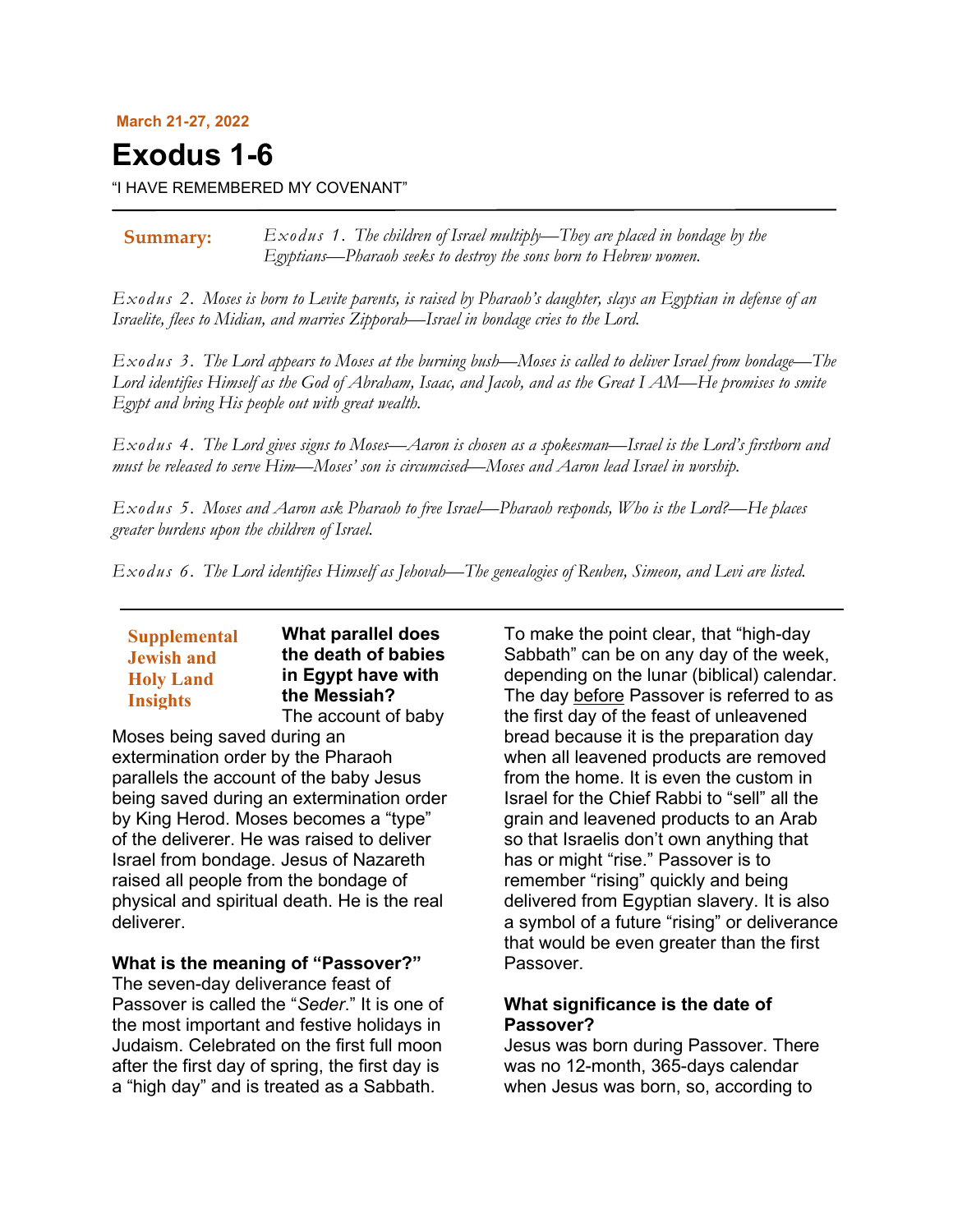March 21-27, 2022

# Exodus 1-6

"I HAVE REMEMBERED MY COVENANT"

**Summary:** *Exodus 1. The children of Israel multiply—They are placed in bondage by the Egyptians—Pharaoh seeks to destroy the sons born to Hebrew women.*

*Exodus 2. Moses is born to Levite parents, is raised by Pharaoh's daughter, slays an Egyptian in defense of an Israelite, flees to Midian, and marries Zipporah—Israel in bondage cries to the Lord.*

*Exodus 3. The Lord appears to Moses at the burning bush—Moses is called to deliver Israel from bondage—The Lord identifies Himself as the God of Abraham, Isaac, and Jacob, and as the Great I AM—He promises to smite Egypt and bring His people out with great wealth.*

*Exodus 4. The Lord gives signs to Moses—Aaron is chosen as a spokesman—Israel is the Lord's firstborn and must be released to serve Him—Moses' son is circumcised—Moses and Aaron lead Israel in worship.*

*Exodus 5. Moses and Aaron ask Pharaoh to free Israel—Pharaoh responds, Who is the Lord?—He places greater burdens upon the children of Israel.*

*Exodus 6. The Lord identifies Himself as Jehovah—The genealogies of Reuben, Simeon, and Levi are listed.*

## Supplemental Jewish and Holy Land Insights

**What parallel does the death of babies in Egypt have with the Messiah?**
The account of baby Moses being saved during an extermination order by the Pharaoh parallels the account of the baby Jesus being saved during an extermination order by King Herod. Moses becomes a "type" of the deliverer. He was raised to deliver Israel from bondage. Jesus of Nazareth raised all people from the bondage of physical and spiritual death. He is the real deliverer.

**What is the meaning of "Passover?"**
The seven-day deliverance feast of Passover is called the "*Seder*." It is one of the most important and festive holidays in Judaism. Celebrated on the first full moon after the first day of spring, the first day is a "high day" and is treated as a Sabbath. To make the point clear, that "high-day Sabbath" can be on any day of the week, depending on the lunar (biblical) calendar. The day <u>before</u> Passover is referred to as the first day of the feast of unleavened bread because it is the preparation day when all leavened products are removed from the home. It is even the custom in Israel for the Chief Rabbi to "sell" all the grain and leavened products to an Arab so that Israelis don't own anything that has or might "rise." Passover is to remember "rising" quickly and being delivered from Egyptian slavery. It is also a symbol of a future "rising" or deliverance that would be even greater than the first Passover.

**What significance is the date of Passover?**
Jesus was born during Passover. There was no 12-month, 365-days calendar when Jesus was born, so, according to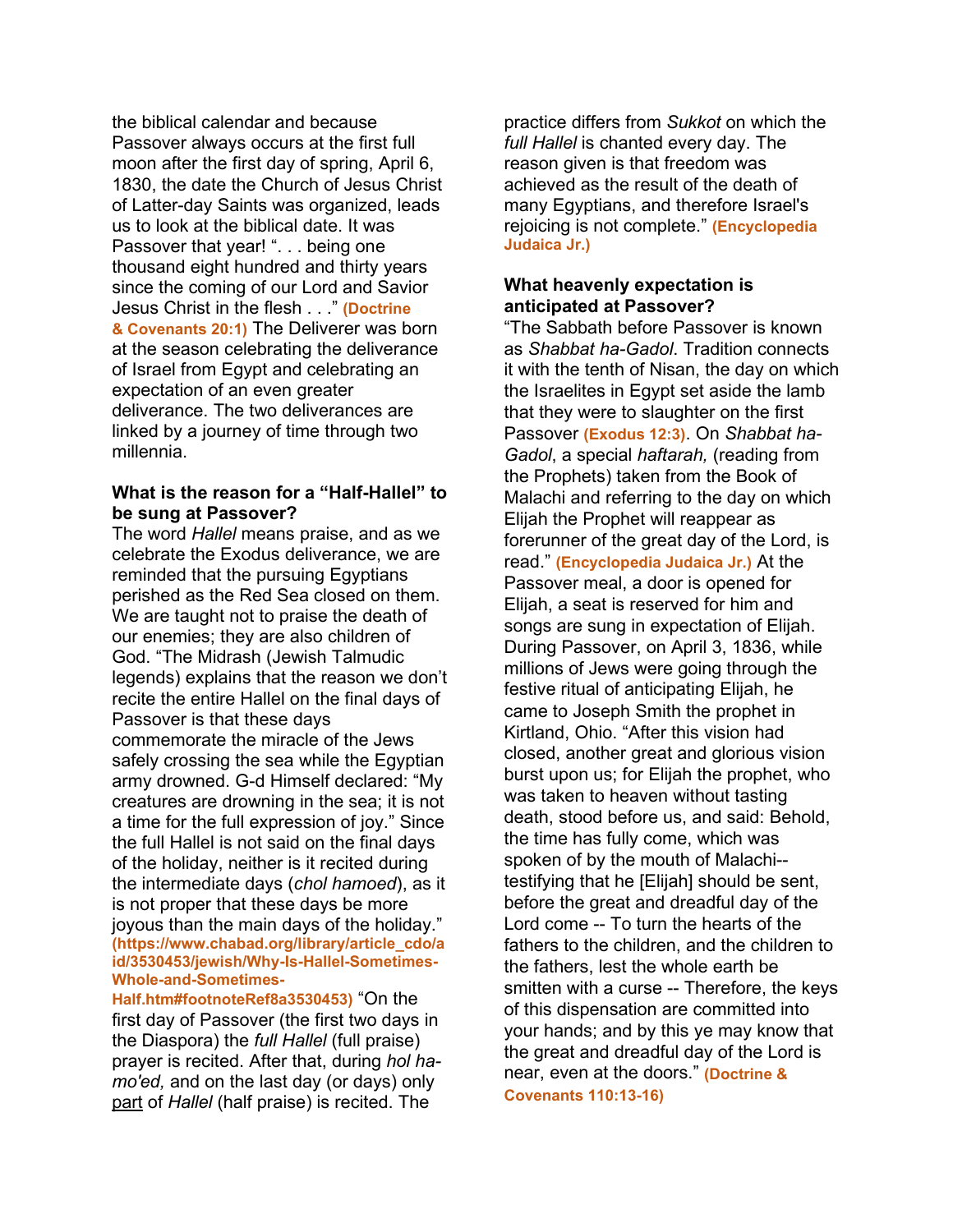the biblical calendar and because Passover always occurs at the first full moon after the first day of spring, April 6, 1830, the date the Church of Jesus Christ of Latter-day Saints was organized, leads us to look at the biblical date. It was Passover that year! ". . . being one thousand eight hundred and thirty years since the coming of our Lord and Savior Jesus Christ in the flesh . . ." **(Doctrine & Covenants 20:1)** The Deliverer was born at the season celebrating the deliverance of Israel from Egypt and celebrating an expectation of an even greater deliverance. The two deliverances are linked by a journey of time through two millennia.

**What is the reason for a "Half-Hallel" to be sung at Passover?**

The word *Hallel* means praise, and as we celebrate the Exodus deliverance, we are reminded that the pursuing Egyptians perished as the Red Sea closed on them. We are taught not to praise the death of our enemies; they are also children of God. "The Midrash (Jewish Talmudic legends) explains that the reason we don't recite the entire Hallel on the final days of Passover is that these days commemorate the miracle of the Jews safely crossing the sea while the Egyptian army drowned. G-d Himself declared: "My creatures are drowning in the sea; it is not a time for the full expression of joy." Since the full Hallel is not said on the final days of the holiday, neither is it recited during the intermediate days (*chol hamoed*), as it is not proper that these days be more joyous than the main days of the holiday." **(https://www.chabad.org/library/article_cdo/aid/3530453/jewish/Why-Is-Hallel-Sometimes-Whole-and-Sometimes-Half.htm#footnoteRef8a3530453)** "On the first day of Passover (the first two days in the Diaspora) the *full Hallel* (full praise) prayer is recited. After that, during *hol ha-mo'ed,* and on the last day (or days) only <u>part</u> of *Hallel* (half praise) is recited. The practice differs from *Sukkot* on which the *full Hallel* is chanted every day. The reason given is that freedom was achieved as the result of the death of many Egyptians, and therefore Israel's rejoicing is not complete." **(Encyclopedia Judaica Jr.)**

**What heavenly expectation is anticipated at Passover?**

"The Sabbath before Passover is known as *Shabbat ha-Gadol*. Tradition connects it with the tenth of Nisan, the day on which the Israelites in Egypt set aside the lamb that they were to slaughter on the first Passover **(Exodus 12:3)**. On *Shabbat ha-Gadol*, a special *haftarah,* (reading from the Prophets) taken from the Book of Malachi and referring to the day on which Elijah the Prophet will reappear as forerunner of the great day of the Lord, is read." **(Encyclopedia Judaica Jr.)** At the Passover meal, a door is opened for Elijah, a seat is reserved for him and songs are sung in expectation of Elijah. During Passover, on April 3, 1836, while millions of Jews were going through the festive ritual of anticipating Elijah, he came to Joseph Smith the prophet in Kirtland, Ohio. "After this vision had closed, another great and glorious vision burst upon us; for Elijah the prophet, who was taken to heaven without tasting death, stood before us, and said: Behold, the time has fully come, which was spoken of by the mouth of Malachi--testifying that he [Elijah] should be sent, before the great and dreadful day of the Lord come -- To turn the hearts of the fathers to the children, and the children to the fathers, lest the whole earth be smitten with a curse -- Therefore, the keys of this dispensation are committed into your hands; and by this ye may know that the great and dreadful day of the Lord is near, even at the doors." **(Doctrine & Covenants 110:13-16)**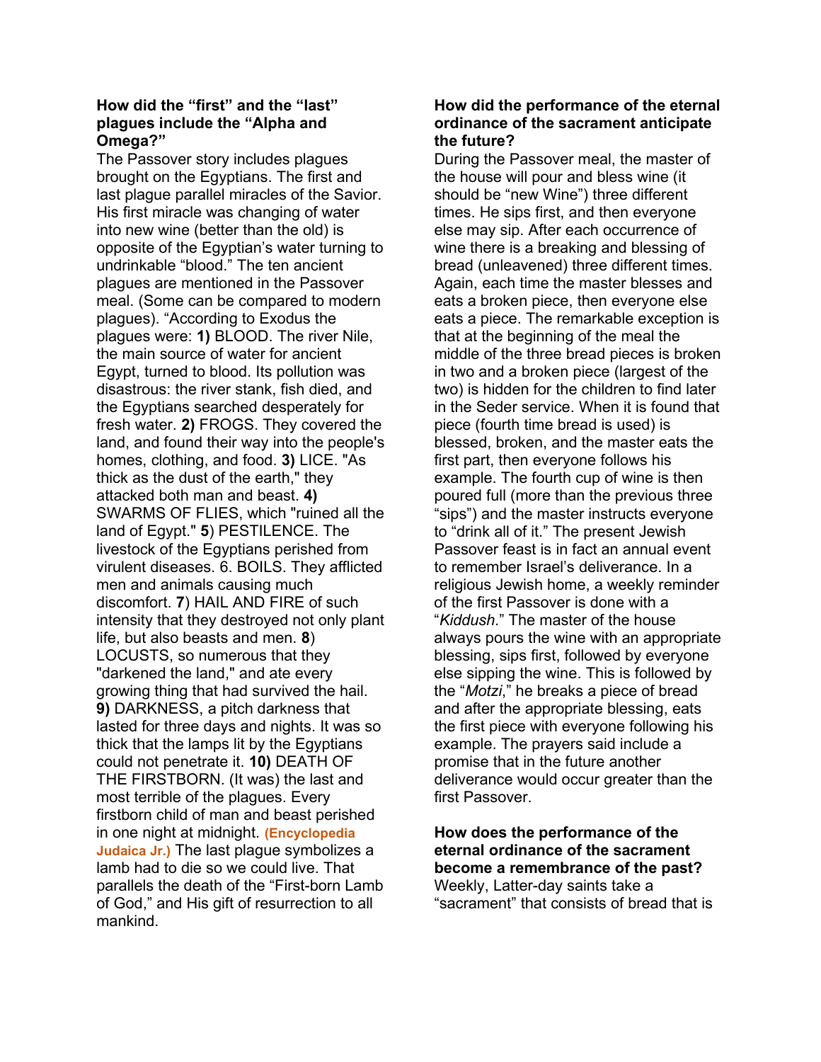**How did the "first" and the "last" plagues include the "Alpha and Omega?"**

The Passover story includes plagues brought on the Egyptians. The first and last plague parallel miracles of the Savior. His first miracle was changing of water into new wine (better than the old) is opposite of the Egyptian's water turning to undrinkable "blood." The ten ancient plagues are mentioned in the Passover meal. (Some can be compared to modern plagues). "According to Exodus the plagues were: **1)** BLOOD. The river Nile, the main source of water for ancient Egypt, turned to blood. Its pollution was disastrous: the river stank, fish died, and the Egyptians searched desperately for fresh water. **2)** FROGS. They covered the land, and found their way into the people's homes, clothing, and food. **3)** LICE. "As thick as the dust of the earth," they attacked both man and beast. **4)** SWARMS OF FLIES, which "ruined all the land of Egypt." **5**) PESTILENCE. The livestock of the Egyptians perished from virulent diseases. 6. BOILS. They afflicted men and animals causing much discomfort. **7**) HAIL AND FIRE of such intensity that they destroyed not only plant life, but also beasts and men. **8**) LOCUSTS, so numerous that they "darkened the land," and ate every growing thing that had survived the hail. **9)** DARKNESS, a pitch darkness that lasted for three days and nights. It was so thick that the lamps lit by the Egyptians could not penetrate it. **10)** DEATH OF THE FIRSTBORN. (It was) the last and most terrible of the plagues. Every firstborn child of man and beast perished in one night at midnight. **(Encyclopedia Judaica Jr.)** The last plague symbolizes a lamb had to die so we could live. That parallels the death of the "First-born Lamb of God," and His gift of resurrection to all mankind.

**How did the performance of the eternal ordinance of the sacrament anticipate the future?**

During the Passover meal, the master of the house will pour and bless wine (it should be "new Wine") three different times. He sips first, and then everyone else may sip. After each occurrence of wine there is a breaking and blessing of bread (unleavened) three different times. Again, each time the master blesses and eats a broken piece, then everyone else eats a piece. The remarkable exception is that at the beginning of the meal the middle of the three bread pieces is broken in two and a broken piece (largest of the two) is hidden for the children to find later in the Seder service. When it is found that piece (fourth time bread is used) is blessed, broken, and the master eats the first part, then everyone follows his example. The fourth cup of wine is then poured full (more than the previous three "sips") and the master instructs everyone to "drink all of it." The present Jewish Passover feast is in fact an annual event to remember Israel's deliverance. In a religious Jewish home, a weekly reminder of the first Passover is done with a "*Kiddush*." The master of the house always pours the wine with an appropriate blessing, sips first, followed by everyone else sipping the wine. This is followed by the "*Motzi*," he breaks a piece of bread and after the appropriate blessing, eats the first piece with everyone following his example. The prayers said include a promise that in the future another deliverance would occur greater than the first Passover.

**How does the performance of the eternal ordinance of the sacrament become a remembrance of the past?**

Weekly, Latter-day saints take a "sacrament" that consists of bread that is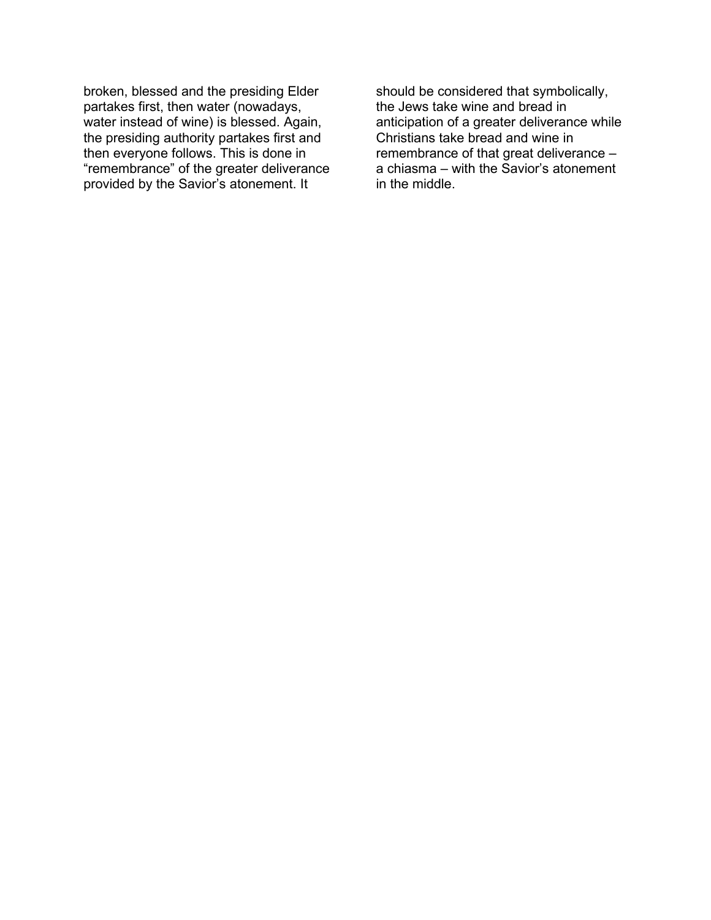broken, blessed and the presiding Elder partakes first, then water (nowadays, water instead of wine) is blessed. Again, the presiding authority partakes first and then everyone follows. This is done in "remembrance" of the greater deliverance provided by the Savior's atonement. It should be considered that symbolically, the Jews take wine and bread in anticipation of a greater deliverance while Christians take bread and wine in remembrance of that great deliverance – a chiasma – with the Savior's atonement in the middle.